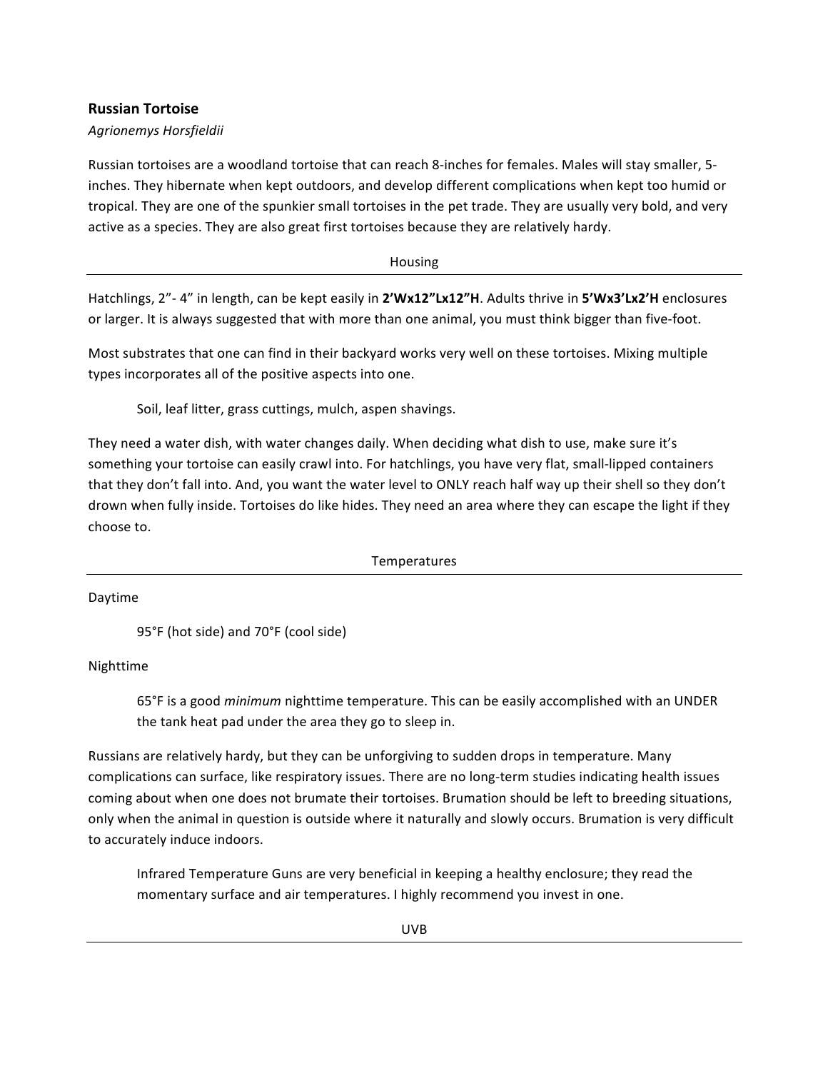**Russian Tortoise**

*Agrionemys Horsfieldii*

Russian tortoises are a woodland tortoise that can reach 8-inches for females. Males will stay smaller, 5-inches. They hibernate when kept outdoors, and develop different complications when kept too humid or tropical. They are one of the spunkier small tortoises in the pet trade. They are usually very bold, and very active as a species. They are also great first tortoises because they are relatively hardy.

## Housing

Hatchlings, 2”- 4” in length, can be kept easily in **2’Wx12”Lx12”H**. Adults thrive in **5’Wx3’Lx2’H** enclosures or larger. It is always suggested that with more than one animal, you must think bigger than five-foot.

Most substrates that one can find in their backyard works very well on these tortoises. Mixing multiple types incorporates all of the positive aspects into one.

> Soil, leaf litter, grass cuttings, mulch, aspen shavings.

They need a water dish, with water changes daily. When deciding what dish to use, make sure it’s something your tortoise can easily crawl into. For hatchlings, you have very flat, small-lipped containers that they don’t fall into. And, you want the water level to ONLY reach half way up their shell so they don’t drown when fully inside. Tortoises do like hides. They need an area where they can escape the light if they choose to.

## Temperatures

Daytime

> 95°F (hot side) and 70°F (cool side)

Nighttime

> 65°F is a good *minimum* nighttime temperature. This can be easily accomplished with an UNDER the tank heat pad under the area they go to sleep in.

Russians are relatively hardy, but they can be unforgiving to sudden drops in temperature. Many complications can surface, like respiratory issues. There are no long-term studies indicating health issues coming about when one does not brumate their tortoises. Brumation should be left to breeding situations, only when the animal in question is outside where it naturally and slowly occurs. Brumation is very difficult to accurately induce indoors.

> Infrared Temperature Guns are very beneficial in keeping a healthy enclosure; they read the momentary surface and air temperatures. I highly recommend you invest in one.

## UVB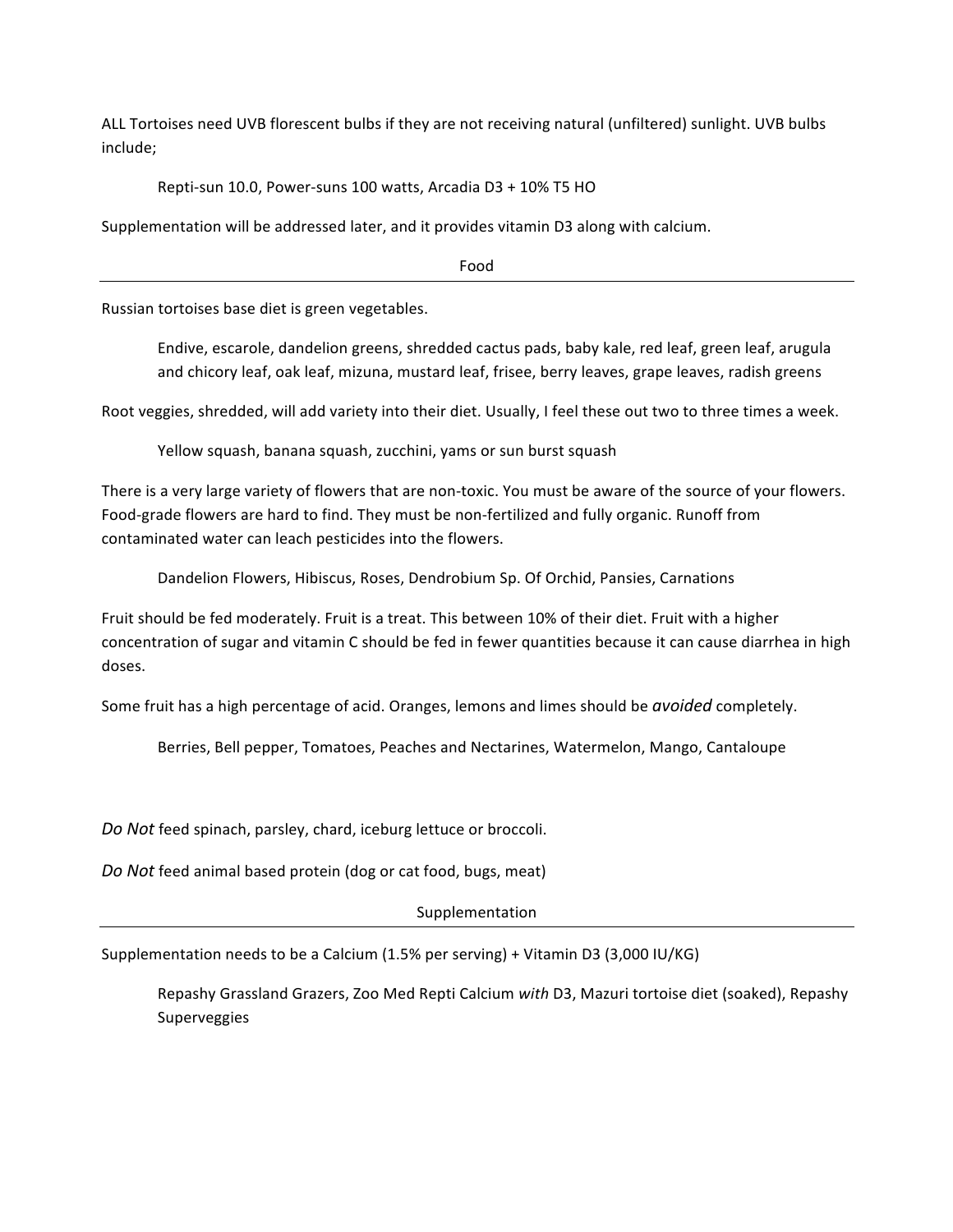ALL Tortoises need UVB florescent bulbs if they are not receiving natural (unfiltered) sunlight. UVB bulbs include;

> Repti-sun 10.0, Power-suns 100 watts, Arcadia D3 + 10% T5 HO

Supplementation will be addressed later, and it provides vitamin D3 along with calcium.

## Food

---

Russian tortoises base diet is green vegetables.

> Endive, escarole, dandelion greens, shredded cactus pads, baby kale, red leaf, green leaf, arugula and chicory leaf, oak leaf, mizuna, mustard leaf, frisee, berry leaves, grape leaves, radish greens

Root veggies, shredded, will add variety into their diet. Usually, I feel these out two to three times a week.

> Yellow squash, banana squash, zucchini, yams or sun burst squash

There is a very large variety of flowers that are non-toxic. You must be aware of the source of your flowers. Food-grade flowers are hard to find. They must be non-fertilized and fully organic. Runoff from contaminated water can leach pesticides into the flowers.

> Dandelion Flowers, Hibiscus, Roses, Dendrobium Sp. Of Orchid, Pansies, Carnations

Fruit should be fed moderately. Fruit is a treat. This between 10% of their diet. Fruit with a higher concentration of sugar and vitamin C should be fed in fewer quantities because it can cause diarrhea in high doses.

Some fruit has a high percentage of acid. Oranges, lemons and limes should be *avoided* completely.

> Berries, Bell pepper, Tomatoes, Peaches and Nectarines, Watermelon, Mango, Cantaloupe

*Do Not* feed spinach, parsley, chard, iceburg lettuce or broccoli.

*Do Not* feed animal based protein (dog or cat food, bugs, meat)

## Supplementation

---

Supplementation needs to be a Calcium (1.5% per serving) + Vitamin D3 (3,000 IU/KG)

> Repashy Grassland Grazers, Zoo Med Repti Calcium *with* D3, Mazuri tortoise diet (soaked), Repashy Superveggies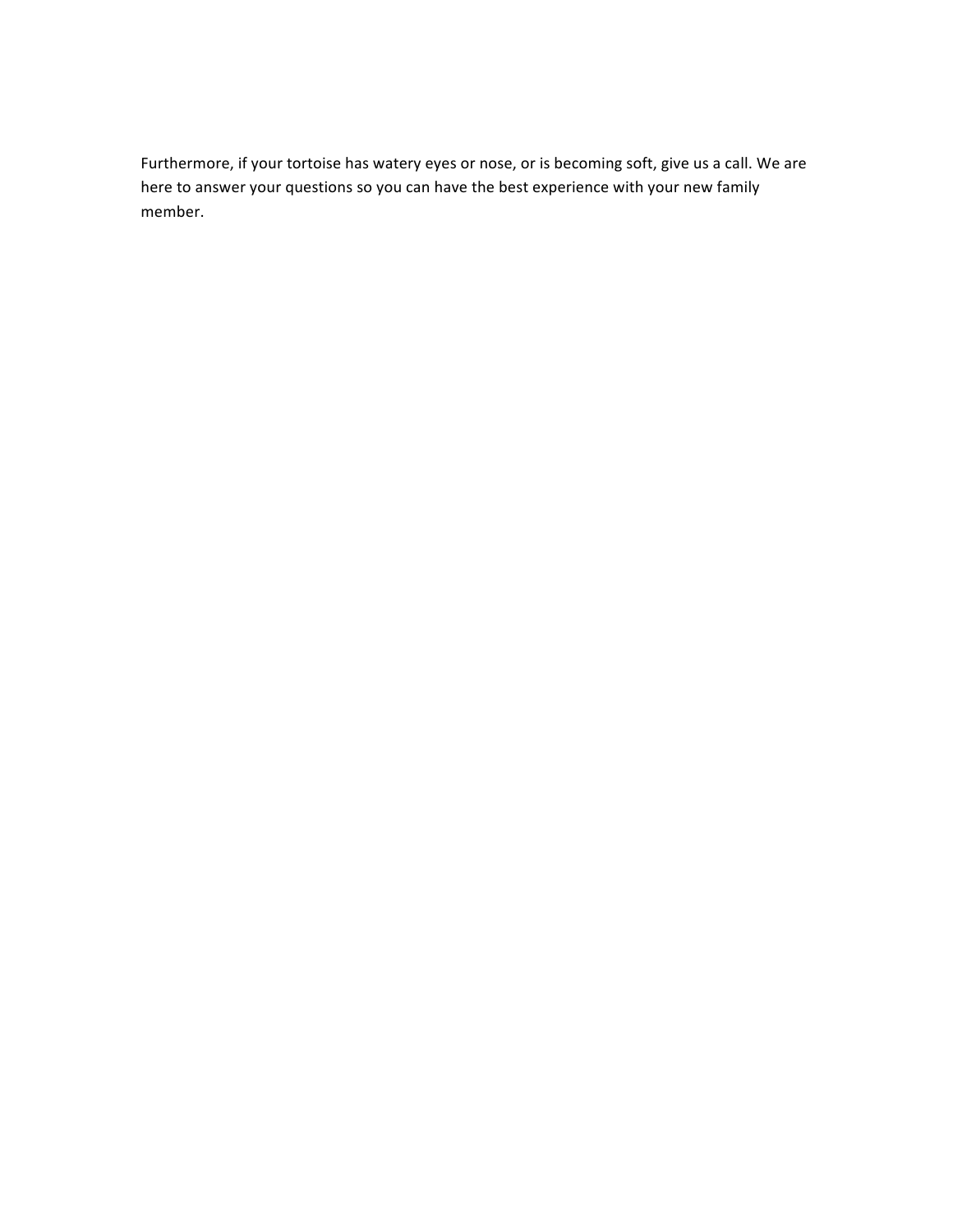Furthermore, if your tortoise has watery eyes or nose, or is becoming soft, give us a call. We are here to answer your questions so you can have the best experience with your new family member.